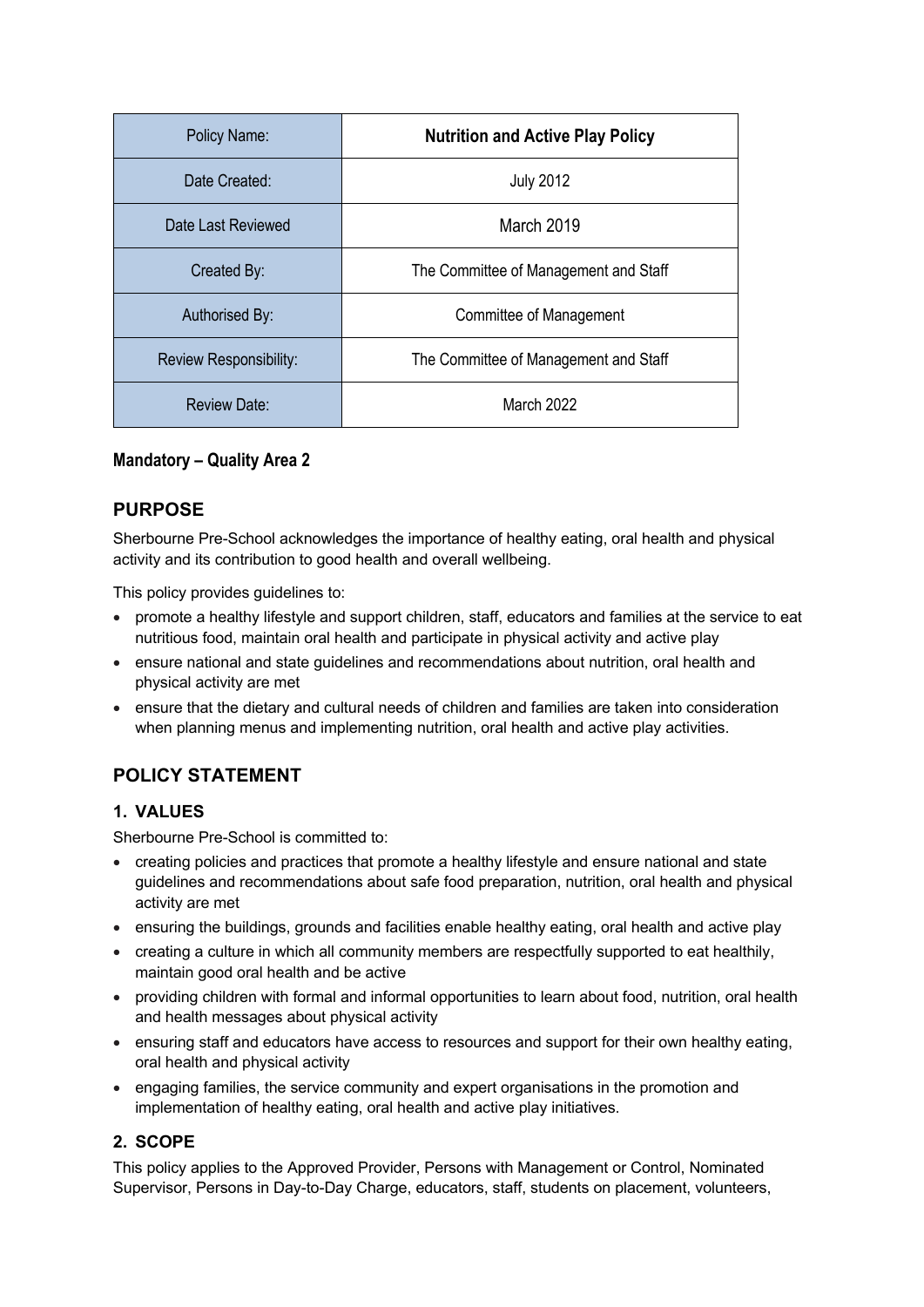| Policy Name: | **Nutrition and Active Play Policy** |
| --- | --- |
| Date Created: | July 2012 |
| Date Last Reviewed | March 2019 |
| Created By: | The Committee of Management and Staff |
| Authorised By: | Committee of Management |
| Review Responsibility: | The Committee of Management and Staff |
| Review Date: | March 2022 |

**Mandatory – Quality Area 2**

## PURPOSE

Sherbourne Pre-School acknowledges the importance of healthy eating, oral health and physical activity and its contribution to good health and overall wellbeing.

This policy provides guidelines to:

- promote a healthy lifestyle and support children, staff, educators and families at the service to eat nutritious food, maintain oral health and participate in physical activity and active play
- ensure national and state guidelines and recommendations about nutrition, oral health and physical activity are met
- ensure that the dietary and cultural needs of children and families are taken into consideration when planning menus and implementing nutrition, oral health and active play activities.

## POLICY STATEMENT

### 1. VALUES

Sherbourne Pre-School is committed to:

- creating policies and practices that promote a healthy lifestyle and ensure national and state guidelines and recommendations about safe food preparation, nutrition, oral health and physical activity are met
- ensuring the buildings, grounds and facilities enable healthy eating, oral health and active play
- creating a culture in which all community members are respectfully supported to eat healthily, maintain good oral health and be active
- providing children with formal and informal opportunities to learn about food, nutrition, oral health and health messages about physical activity
- ensuring staff and educators have access to resources and support for their own healthy eating, oral health and physical activity
- engaging families, the service community and expert organisations in the promotion and implementation of healthy eating, oral health and active play initiatives.

### 2. SCOPE

This policy applies to the Approved Provider, Persons with Management or Control, Nominated Supervisor, Persons in Day-to-Day Charge, educators, staff, students on placement, volunteers,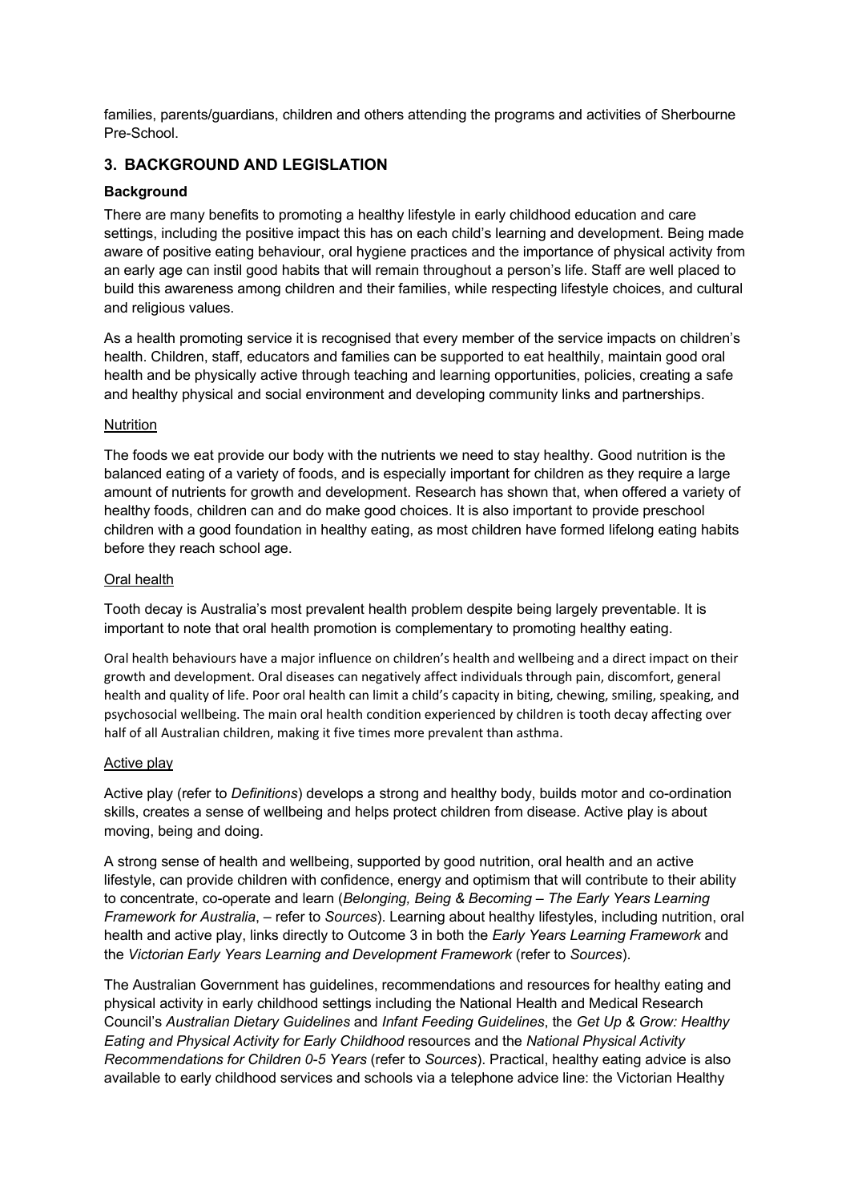families, parents/guardians, children and others attending the programs and activities of Sherbourne Pre-School.

## 3. BACKGROUND AND LEGISLATION

### Background

There are many benefits to promoting a healthy lifestyle in early childhood education and care settings, including the positive impact this has on each child's learning and development. Being made aware of positive eating behaviour, oral hygiene practices and the importance of physical activity from an early age can instil good habits that will remain throughout a person's life. Staff are well placed to build this awareness among children and their families, while respecting lifestyle choices, and cultural and religious values.

As a health promoting service it is recognised that every member of the service impacts on children's health. Children, staff, educators and families can be supported to eat healthily, maintain good oral health and be physically active through teaching and learning opportunities, policies, creating a safe and healthy physical and social environment and developing community links and partnerships.

<u>Nutrition</u>

The foods we eat provide our body with the nutrients we need to stay healthy. Good nutrition is the balanced eating of a variety of foods, and is especially important for children as they require a large amount of nutrients for growth and development. Research has shown that, when offered a variety of healthy foods, children can and do make good choices. It is also important to provide preschool children with a good foundation in healthy eating, as most children have formed lifelong eating habits before they reach school age.

<u>Oral health</u>

Tooth decay is Australia's most prevalent health problem despite being largely preventable. It is important to note that oral health promotion is complementary to promoting healthy eating.

Oral health behaviours have a major influence on children's health and wellbeing and a direct impact on their growth and development. Oral diseases can negatively affect individuals through pain, discomfort, general health and quality of life. Poor oral health can limit a child's capacity in biting, chewing, smiling, speaking, and psychosocial wellbeing. The main oral health condition experienced by children is tooth decay affecting over half of all Australian children, making it five times more prevalent than asthma.

<u>Active play</u>

Active play (refer to *Definitions*) develops a strong and healthy body, builds motor and co-ordination skills, creates a sense of wellbeing and helps protect children from disease. Active play is about moving, being and doing.

A strong sense of health and wellbeing, supported by good nutrition, oral health and an active lifestyle, can provide children with confidence, energy and optimism that will contribute to their ability to concentrate, co-operate and learn (*Belonging, Being & Becoming – The Early Years Learning Framework for Australia*, – refer to *Sources*). Learning about healthy lifestyles, including nutrition, oral health and active play, links directly to Outcome 3 in both the *Early Years Learning Framework* and the *Victorian Early Years Learning and Development Framework* (refer to *Sources*).

The Australian Government has guidelines, recommendations and resources for healthy eating and physical activity in early childhood settings including the National Health and Medical Research Council's *Australian Dietary Guidelines* and *Infant Feeding Guidelines*, the *Get Up & Grow: Healthy Eating and Physical Activity for Early Childhood* resources and the *National Physical Activity Recommendations for Children 0-5 Years* (refer to *Sources*). Practical, healthy eating advice is also available to early childhood services and schools via a telephone advice line: the Victorian Healthy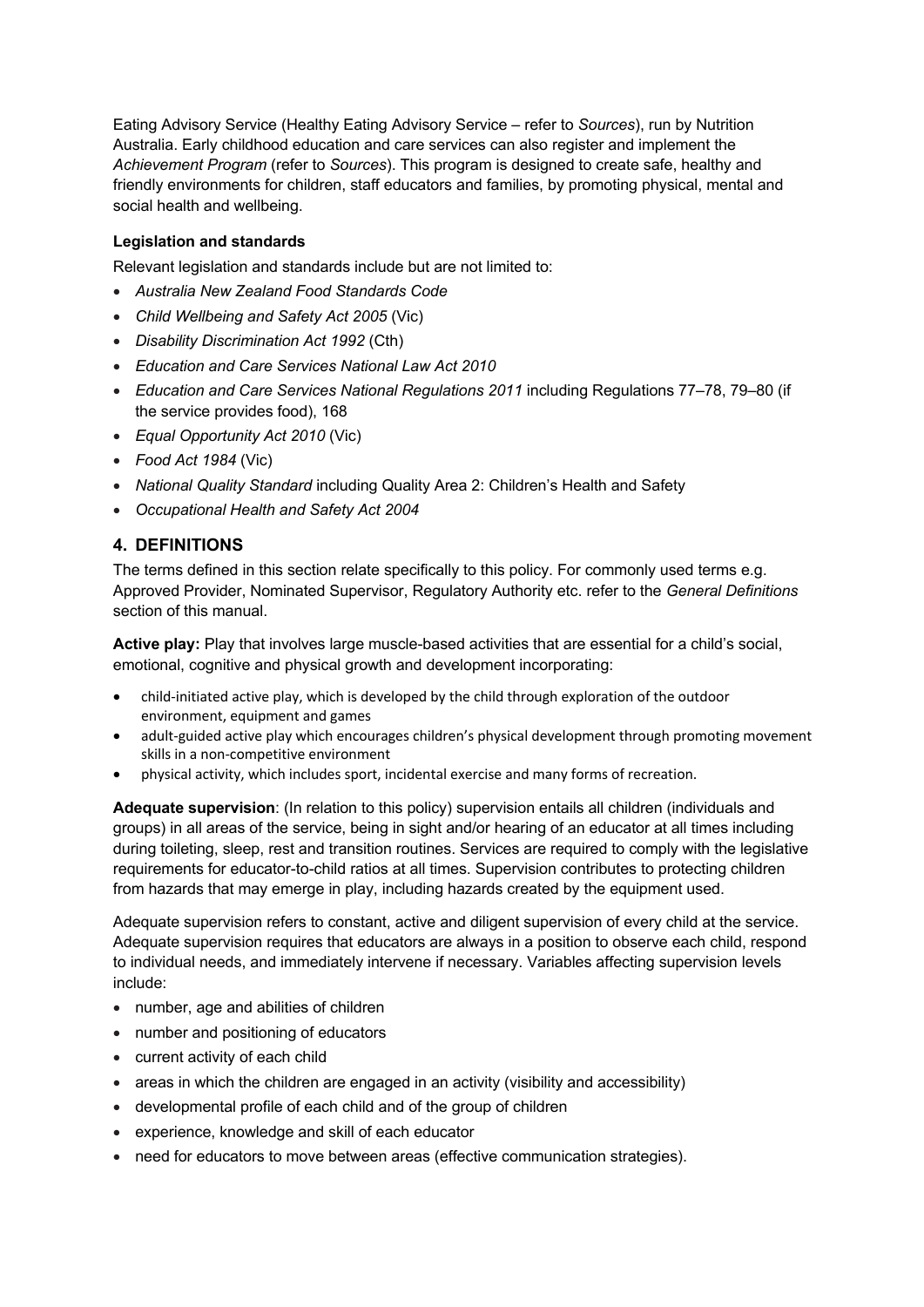Eating Advisory Service (Healthy Eating Advisory Service – refer to *Sources*), run by Nutrition Australia. Early childhood education and care services can also register and implement the *Achievement Program* (refer to *Sources*). This program is designed to create safe, healthy and friendly environments for children, staff educators and families, by promoting physical, mental and social health and wellbeing.

**Legislation and standards**

Relevant legislation and standards include but are not limited to:

- *Australia New Zealand Food Standards Code*
- *Child Wellbeing and Safety Act 2005* (Vic)
- *Disability Discrimination Act 1992* (Cth)
- *Education and Care Services National Law Act 2010*
- *Education and Care Services National Regulations 2011* including Regulations 77–78, 79–80 (if the service provides food), 168
- *Equal Opportunity Act 2010* (Vic)
- *Food Act 1984* (Vic)
- *National Quality Standard* including Quality Area 2: Children's Health and Safety
- *Occupational Health and Safety Act 2004*

## 4. DEFINITIONS

The terms defined in this section relate specifically to this policy. For commonly used terms e.g. Approved Provider, Nominated Supervisor, Regulatory Authority etc. refer to the *General Definitions* section of this manual.

**Active play:** Play that involves large muscle-based activities that are essential for a child's social, emotional, cognitive and physical growth and development incorporating:

- child-initiated active play, which is developed by the child through exploration of the outdoor environment, equipment and games
- adult-guided active play which encourages children's physical development through promoting movement skills in a non-competitive environment
- physical activity, which includes sport, incidental exercise and many forms of recreation.

**Adequate supervision**: (In relation to this policy) supervision entails all children (individuals and groups) in all areas of the service, being in sight and/or hearing of an educator at all times including during toileting, sleep, rest and transition routines. Services are required to comply with the legislative requirements for educator-to-child ratios at all times. Supervision contributes to protecting children from hazards that may emerge in play, including hazards created by the equipment used.

Adequate supervision refers to constant, active and diligent supervision of every child at the service. Adequate supervision requires that educators are always in a position to observe each child, respond to individual needs, and immediately intervene if necessary. Variables affecting supervision levels include:

- number, age and abilities of children
- number and positioning of educators
- current activity of each child
- areas in which the children are engaged in an activity (visibility and accessibility)
- developmental profile of each child and of the group of children
- experience, knowledge and skill of each educator
- need for educators to move between areas (effective communication strategies).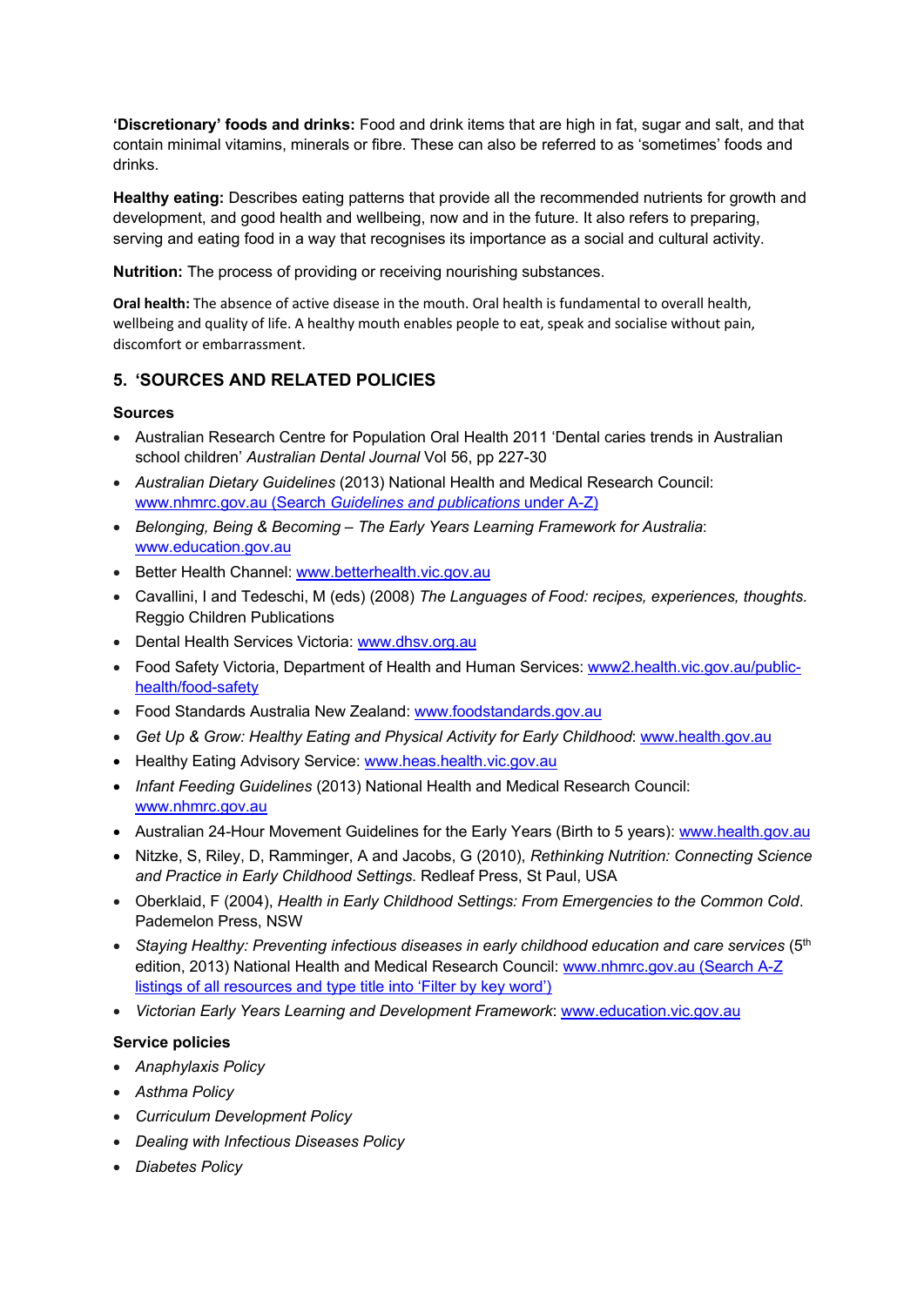**'Discretionary' foods and drinks:** Food and drink items that are high in fat, sugar and salt, and that contain minimal vitamins, minerals or fibre. These can also be referred to as 'sometimes' foods and drinks.

**Healthy eating:** Describes eating patterns that provide all the recommended nutrients for growth and development, and good health and wellbeing, now and in the future. It also refers to preparing, serving and eating food in a way that recognises its importance as a social and cultural activity.

**Nutrition:** The process of providing or receiving nourishing substances.

**Oral health:** The absence of active disease in the mouth. Oral health is fundamental to overall health, wellbeing and quality of life. A healthy mouth enables people to eat, speak and socialise without pain, discomfort or embarrassment.

## 5. 'SOURCES AND RELATED POLICIES

### Sources

- Australian Research Centre for Population Oral Health 2011 'Dental caries trends in Australian school children' *Australian Dental Journal* Vol 56, pp 227-30
- *Australian Dietary Guidelines* (2013) National Health and Medical Research Council: www.nhmrc.gov.au (Search *Guidelines and publications* under A-Z)
- *Belonging, Being & Becoming – The Early Years Learning Framework for Australia*: www.education.gov.au
- Better Health Channel: www.betterhealth.vic.gov.au
- Cavallini, I and Tedeschi, M (eds) (2008) *The Languages of Food: recipes, experiences, thoughts*. Reggio Children Publications
- Dental Health Services Victoria: www.dhsv.org.au
- Food Safety Victoria, Department of Health and Human Services: www2.health.vic.gov.au/public-health/food-safety
- Food Standards Australia New Zealand: www.foodstandards.gov.au
- *Get Up & Grow: Healthy Eating and Physical Activity for Early Childhood*: www.health.gov.au
- Healthy Eating Advisory Service: www.heas.health.vic.gov.au
- *Infant Feeding Guidelines* (2013) National Health and Medical Research Council: www.nhmrc.gov.au
- Australian 24-Hour Movement Guidelines for the Early Years (Birth to 5 years): www.health.gov.au
- Nitzke, S, Riley, D, Ramminger, A and Jacobs, G (2010), *Rethinking Nutrition: Connecting Science and Practice in Early Childhood Settings*. Redleaf Press, St Paul, USA
- Oberklaid, F (2004), *Health in Early Childhood Settings: From Emergencies to the Common Cold*. Pademelon Press, NSW
- *Staying Healthy: Preventing infectious diseases in early childhood education and care services* (5th edition, 2013) National Health and Medical Research Council: www.nhmrc.gov.au (Search A-Z listings of all resources and type title into 'Filter by key word')
- *Victorian Early Years Learning and Development Framework*: www.education.vic.gov.au

### Service policies

- *Anaphylaxis Policy*
- *Asthma Policy*
- *Curriculum Development Policy*
- *Dealing with Infectious Diseases Policy*
- *Diabetes Policy*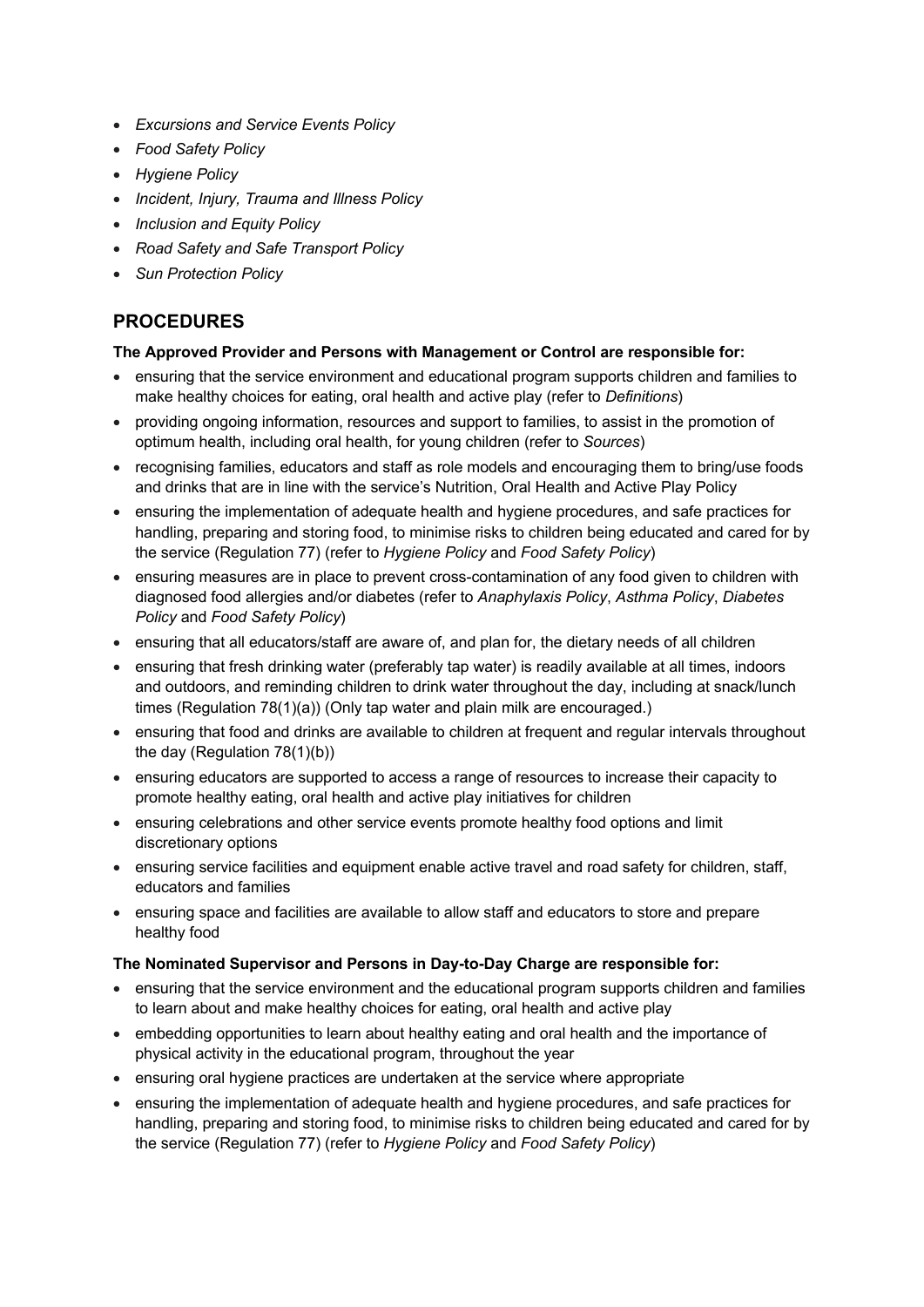- *Excursions and Service Events Policy*
- *Food Safety Policy*
- *Hygiene Policy*
- *Incident, Injury, Trauma and Illness Policy*
- *Inclusion and Equity Policy*
- *Road Safety and Safe Transport Policy*
- *Sun Protection Policy*

## PROCEDURES

**The Approved Provider and Persons with Management or Control are responsible for:**

- ensuring that the service environment and educational program supports children and families to make healthy choices for eating, oral health and active play (refer to *Definitions*)
- providing ongoing information, resources and support to families, to assist in the promotion of optimum health, including oral health, for young children (refer to *Sources*)
- recognising families, educators and staff as role models and encouraging them to bring/use foods and drinks that are in line with the service's Nutrition, Oral Health and Active Play Policy
- ensuring the implementation of adequate health and hygiene procedures, and safe practices for handling, preparing and storing food, to minimise risks to children being educated and cared for by the service (Regulation 77) (refer to *Hygiene Policy* and *Food Safety Policy*)
- ensuring measures are in place to prevent cross-contamination of any food given to children with diagnosed food allergies and/or diabetes (refer to *Anaphylaxis Policy*, *Asthma Policy*, *Diabetes Policy* and *Food Safety Policy*)
- ensuring that all educators/staff are aware of, and plan for, the dietary needs of all children
- ensuring that fresh drinking water (preferably tap water) is readily available at all times, indoors and outdoors, and reminding children to drink water throughout the day, including at snack/lunch times (Regulation 78(1)(a)) (Only tap water and plain milk are encouraged.)
- ensuring that food and drinks are available to children at frequent and regular intervals throughout the day (Regulation 78(1)(b))
- ensuring educators are supported to access a range of resources to increase their capacity to promote healthy eating, oral health and active play initiatives for children
- ensuring celebrations and other service events promote healthy food options and limit discretionary options
- ensuring service facilities and equipment enable active travel and road safety for children, staff, educators and families
- ensuring space and facilities are available to allow staff and educators to store and prepare healthy food

**The Nominated Supervisor and Persons in Day-to-Day Charge are responsible for:**

- ensuring that the service environment and the educational program supports children and families to learn about and make healthy choices for eating, oral health and active play
- embedding opportunities to learn about healthy eating and oral health and the importance of physical activity in the educational program, throughout the year
- ensuring oral hygiene practices are undertaken at the service where appropriate
- ensuring the implementation of adequate health and hygiene procedures, and safe practices for handling, preparing and storing food, to minimise risks to children being educated and cared for by the service (Regulation 77) (refer to *Hygiene Policy* and *Food Safety Policy*)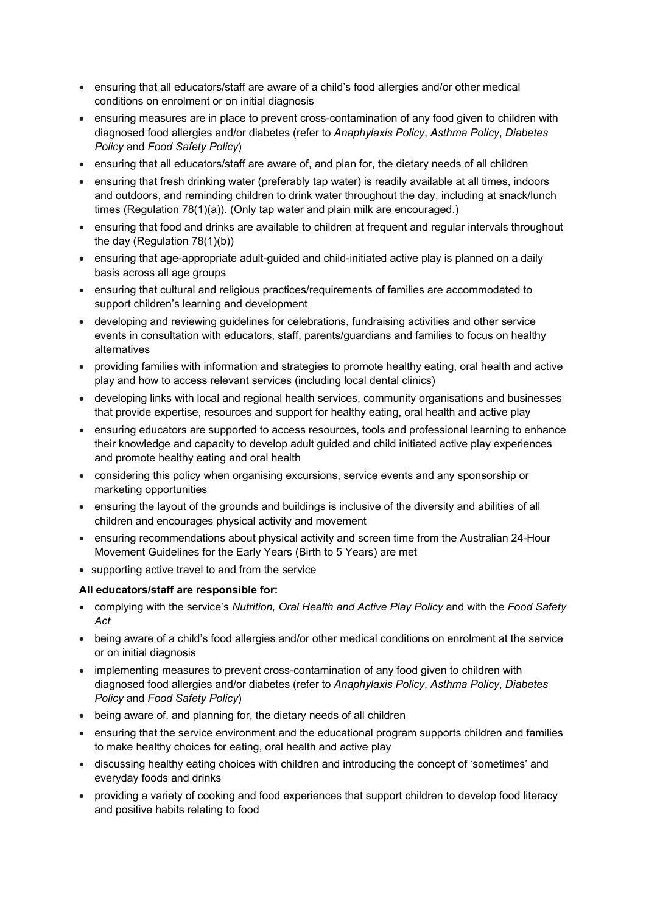- ensuring that all educators/staff are aware of a child's food allergies and/or other medical conditions on enrolment or on initial diagnosis
- ensuring measures are in place to prevent cross-contamination of any food given to children with diagnosed food allergies and/or diabetes (refer to *Anaphylaxis Policy*, *Asthma Policy*, *Diabetes Policy* and *Food Safety Policy*)
- ensuring that all educators/staff are aware of, and plan for, the dietary needs of all children
- ensuring that fresh drinking water (preferably tap water) is readily available at all times, indoors and outdoors, and reminding children to drink water throughout the day, including at snack/lunch times (Regulation 78(1)(a)). (Only tap water and plain milk are encouraged.)
- ensuring that food and drinks are available to children at frequent and regular intervals throughout the day (Regulation 78(1)(b))
- ensuring that age-appropriate adult-guided and child-initiated active play is planned on a daily basis across all age groups
- ensuring that cultural and religious practices/requirements of families are accommodated to support children's learning and development
- developing and reviewing guidelines for celebrations, fundraising activities and other service events in consultation with educators, staff, parents/guardians and families to focus on healthy alternatives
- providing families with information and strategies to promote healthy eating, oral health and active play and how to access relevant services (including local dental clinics)
- developing links with local and regional health services, community organisations and businesses that provide expertise, resources and support for healthy eating, oral health and active play
- ensuring educators are supported to access resources, tools and professional learning to enhance their knowledge and capacity to develop adult guided and child initiated active play experiences and promote healthy eating and oral health
- considering this policy when organising excursions, service events and any sponsorship or marketing opportunities
- ensuring the layout of the grounds and buildings is inclusive of the diversity and abilities of all children and encourages physical activity and movement
- ensuring recommendations about physical activity and screen time from the Australian 24-Hour Movement Guidelines for the Early Years (Birth to 5 Years) are met
- supporting active travel to and from the service

**All educators/staff are responsible for:**

- complying with the service's *Nutrition, Oral Health and Active Play Policy* and with the *Food Safety Act*
- being aware of a child's food allergies and/or other medical conditions on enrolment at the service or on initial diagnosis
- implementing measures to prevent cross-contamination of any food given to children with diagnosed food allergies and/or diabetes (refer to *Anaphylaxis Policy*, *Asthma Policy*, *Diabetes Policy* and *Food Safety Policy*)
- being aware of, and planning for, the dietary needs of all children
- ensuring that the service environment and the educational program supports children and families to make healthy choices for eating, oral health and active play
- discussing healthy eating choices with children and introducing the concept of 'sometimes' and everyday foods and drinks
- providing a variety of cooking and food experiences that support children to develop food literacy and positive habits relating to food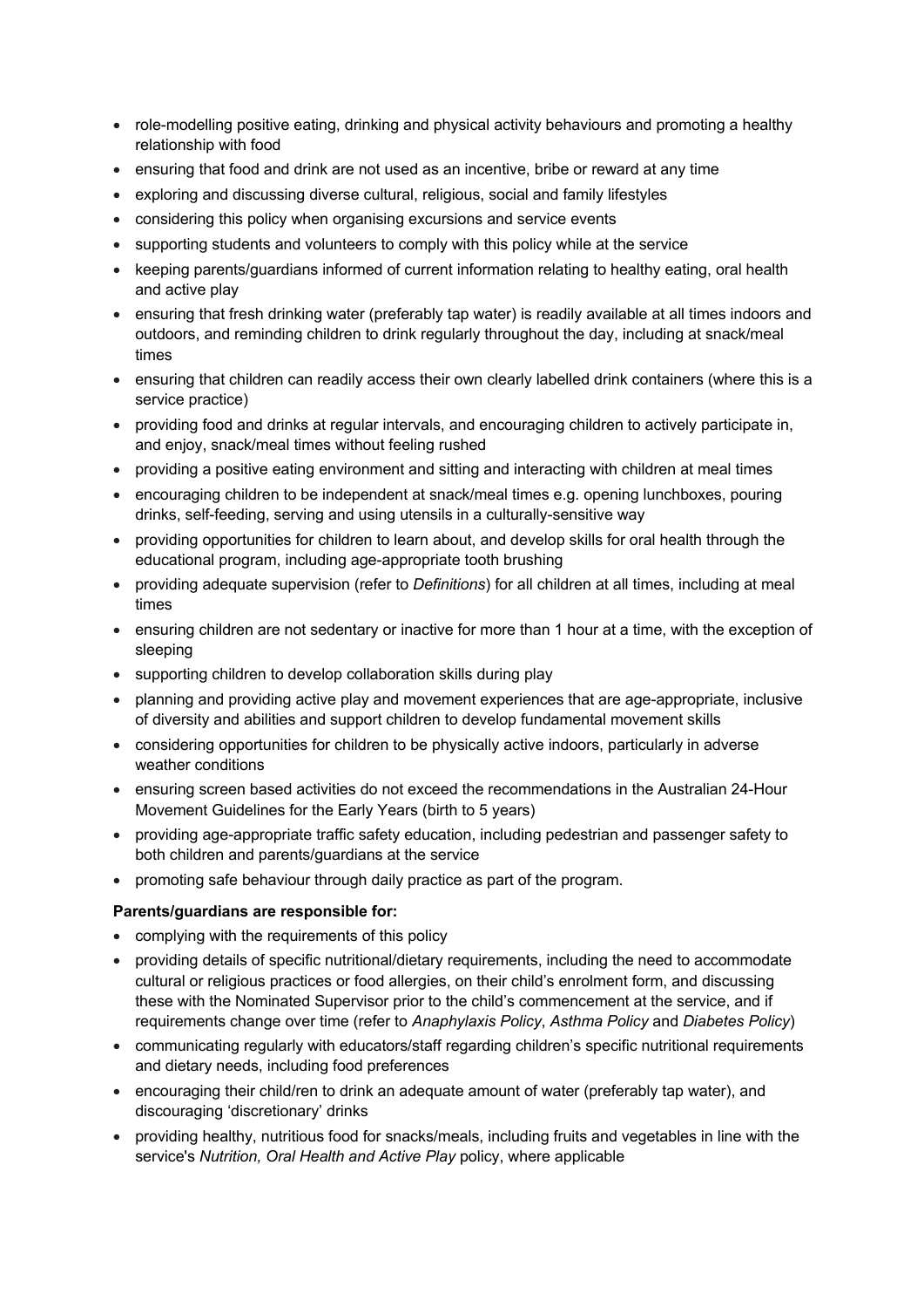- role-modelling positive eating, drinking and physical activity behaviours and promoting a healthy relationship with food
- ensuring that food and drink are not used as an incentive, bribe or reward at any time
- exploring and discussing diverse cultural, religious, social and family lifestyles
- considering this policy when organising excursions and service events
- supporting students and volunteers to comply with this policy while at the service
- keeping parents/guardians informed of current information relating to healthy eating, oral health and active play
- ensuring that fresh drinking water (preferably tap water) is readily available at all times indoors and outdoors, and reminding children to drink regularly throughout the day, including at snack/meal times
- ensuring that children can readily access their own clearly labelled drink containers (where this is a service practice)
- providing food and drinks at regular intervals, and encouraging children to actively participate in, and enjoy, snack/meal times without feeling rushed
- providing a positive eating environment and sitting and interacting with children at meal times
- encouraging children to be independent at snack/meal times e.g. opening lunchboxes, pouring drinks, self-feeding, serving and using utensils in a culturally-sensitive way
- providing opportunities for children to learn about, and develop skills for oral health through the educational program, including age-appropriate tooth brushing
- providing adequate supervision (refer to *Definitions*) for all children at all times, including at meal times
- ensuring children are not sedentary or inactive for more than 1 hour at a time, with the exception of sleeping
- supporting children to develop collaboration skills during play
- planning and providing active play and movement experiences that are age-appropriate, inclusive of diversity and abilities and support children to develop fundamental movement skills
- considering opportunities for children to be physically active indoors, particularly in adverse weather conditions
- ensuring screen based activities do not exceed the recommendations in the Australian 24-Hour Movement Guidelines for the Early Years (birth to 5 years)
- providing age-appropriate traffic safety education, including pedestrian and passenger safety to both children and parents/guardians at the service
- promoting safe behaviour through daily practice as part of the program.

**Parents/guardians are responsible for:**

- complying with the requirements of this policy
- providing details of specific nutritional/dietary requirements, including the need to accommodate cultural or religious practices or food allergies, on their child's enrolment form, and discussing these with the Nominated Supervisor prior to the child's commencement at the service, and if requirements change over time (refer to *Anaphylaxis Policy*, *Asthma Policy* and *Diabetes Policy*)
- communicating regularly with educators/staff regarding children's specific nutritional requirements and dietary needs, including food preferences
- encouraging their child/ren to drink an adequate amount of water (preferably tap water), and discouraging 'discretionary' drinks
- providing healthy, nutritious food for snacks/meals, including fruits and vegetables in line with the service's *Nutrition, Oral Health and Active Play* policy, where applicable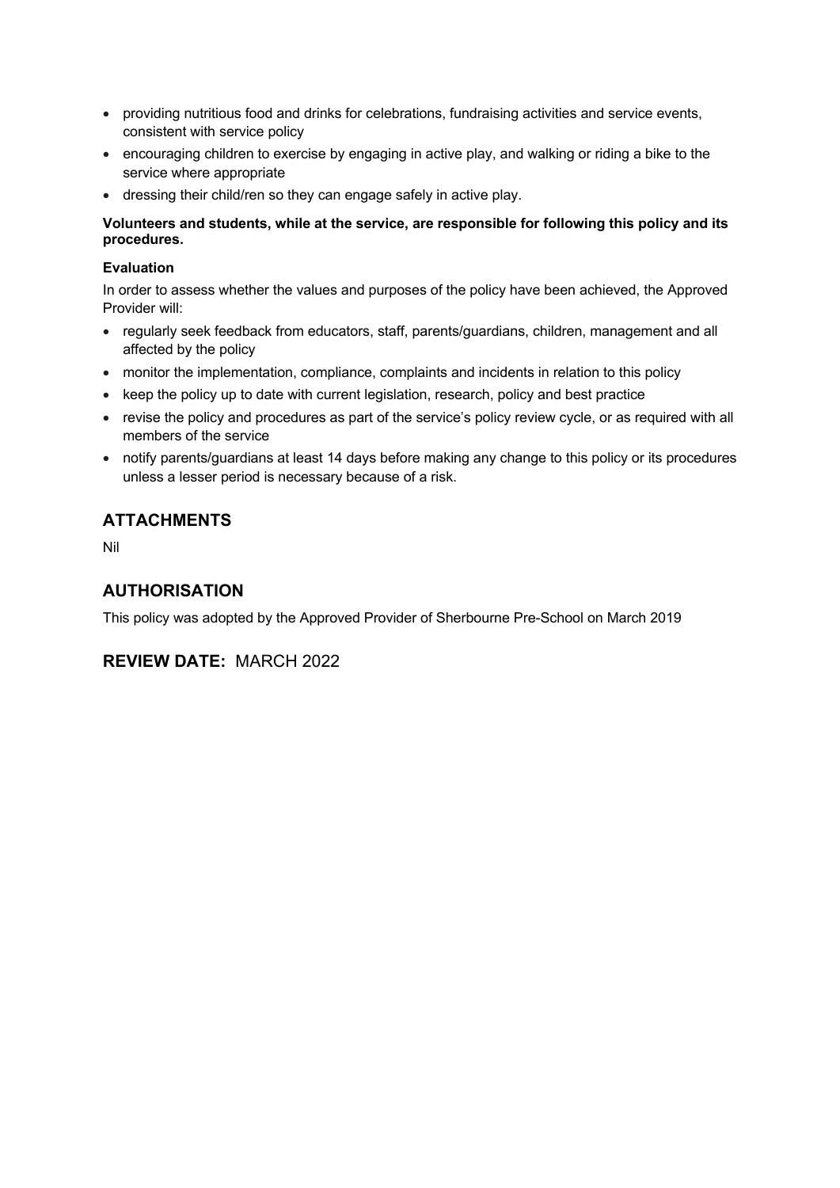- providing nutritious food and drinks for celebrations, fundraising activities and service events, consistent with service policy
- encouraging children to exercise by engaging in active play, and walking or riding a bike to the service where appropriate
- dressing their child/ren so they can engage safely in active play.

**Volunteers and students, while at the service, are responsible for following this policy and its procedures.**

**Evaluation**

In order to assess whether the values and purposes of the policy have been achieved, the Approved Provider will:

- regularly seek feedback from educators, staff, parents/guardians, children, management and all affected by the policy
- monitor the implementation, compliance, complaints and incidents in relation to this policy
- keep the policy up to date with current legislation, research, policy and best practice
- revise the policy and procedures as part of the service's policy review cycle, or as required with all members of the service
- notify parents/guardians at least 14 days before making any change to this policy or its procedures unless a lesser period is necessary because of a risk.

## ATTACHMENTS

Nil

## AUTHORISATION

This policy was adopted by the Approved Provider of Sherbourne Pre-School on March 2019

## REVIEW DATE: MARCH 2022